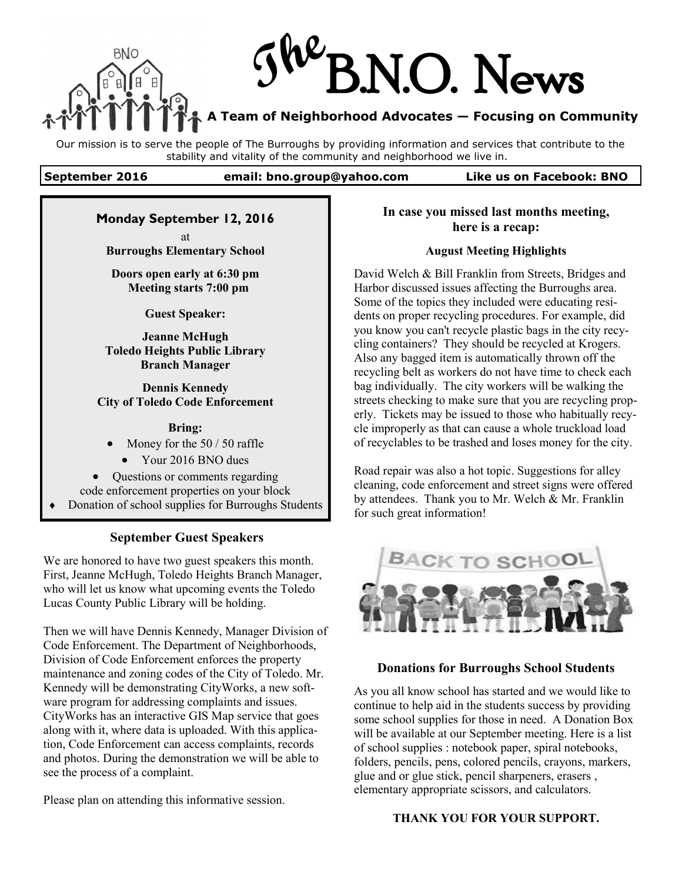# The B.N.O. News

**A Team of Neighborhood Advocates — Focusing on Community**

Our mission is to serve the people of The Burroughs by providing information and services that contribute to the stability and vitality of the community and neighborhood we live in.

**September 2016** | **email: bno.group@yahoo.com** | **Like us on Facebook: BNO**

---

**Monday September 12, 2016**

at

**Burroughs Elementary School**

**Doors open early at 6:30 pm**
**Meeting starts 7:00 pm**

**Guest Speaker:**

**Jeanne McHugh**
**Toledo Heights Public Library**
**Branch Manager**

**Dennis Kennedy**
**City of Toledo Code Enforcement**

**Bring:**

- Money for the 50 / 50 raffle
- Your 2016 BNO dues
- Questions or comments regarding code enforcement properties on your block
- Donation of school supplies for Burroughs Students

---

### September Guest Speakers

We are honored to have two guest speakers this month. First, Jeanne McHugh, Toledo Heights Branch Manager, who will let us know what upcoming events the Toledo Lucas County Public Library will be holding.

Then we will have Dennis Kennedy, Manager Division of Code Enforcement. The Department of Neighborhoods, Division of Code Enforcement enforces the property maintenance and zoning codes of the City of Toledo. Mr. Kennedy will be demonstrating CityWorks, a new software program for addressing complaints and issues. CityWorks has an interactive GIS Map service that goes along with it, where data is uploaded. With this application, Code Enforcement can access complaints, records and photos. During the demonstration we will be able to see the process of a complaint.

Please plan on attending this informative session.

### In case you missed last months meeting, here is a recap:

#### August Meeting Highlights

David Welch & Bill Franklin from Streets, Bridges and Harbor discussed issues affecting the Burroughs area. Some of the topics they included were educating residents on proper recycling procedures. For example, did you know you can't recycle plastic bags in the city recycling containers? They should be recycled at Krogers. Also any bagged item is automatically thrown off the recycling belt as workers do not have time to check each bag individually. The city workers will be walking the streets checking to make sure that you are recycling properly. Tickets may be issued to those who habitually recycle improperly as that can cause a whole truckload load of recyclables to be trashed and loses money for the city.

Road repair was also a hot topic. Suggestions for alley cleaning, code enforcement and street signs were offered by attendees. Thank you to Mr. Welch & Mr. Franklin for such great information!

### Donations for Burroughs School Students

As you all know school has started and we would like to continue to help aid in the students success by providing some school supplies for those in need. A Donation Box will be available at our September meeting. Here is a list of school supplies : notebook paper, spiral notebooks, folders, pencils, pens, colored pencils, crayons, markers, glue and or glue stick, pencil sharpeners, erasers , elementary appropriate scissors, and calculators.

**THANK YOU FOR YOUR SUPPORT.**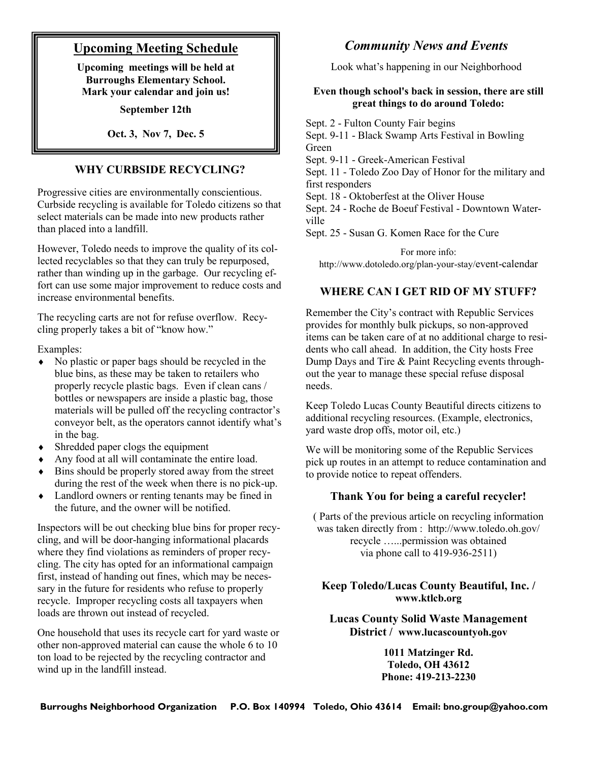## Upcoming Meeting Schedule

**Upcoming meetings will be held at Burroughs Elementary School. Mark your calendar and join us!**

**September 12th**

**Oct. 3, Nov 7, Dec. 5**

### WHY CURBSIDE RECYCLING?

Progressive cities are environmentally conscientious. Curbside recycling is available for Toledo citizens so that select materials can be made into new products rather than placed into a landfill.

However, Toledo needs to improve the quality of its collected recyclables so that they can truly be repurposed, rather than winding up in the garbage. Our recycling effort can use some major improvement to reduce costs and increase environmental benefits.

The recycling carts are not for refuse overflow. Recycling properly takes a bit of "know how."

Examples:

- No plastic or paper bags should be recycled in the blue bins, as these may be taken to retailers who properly recycle plastic bags. Even if clean cans / bottles or newspapers are inside a plastic bag, those materials will be pulled off the recycling contractor's conveyor belt, as the operators cannot identify what's in the bag.
- Shredded paper clogs the equipment
- Any food at all will contaminate the entire load.
- Bins should be properly stored away from the street during the rest of the week when there is no pick-up.
- Landlord owners or renting tenants may be fined in the future, and the owner will be notified.

Inspectors will be out checking blue bins for proper recycling, and will be door-hanging informational placards where they find violations as reminders of proper recycling. The city has opted for an informational campaign first, instead of handing out fines, which may be necessary in the future for residents who refuse to properly recycle. Improper recycling costs all taxpayers when loads are thrown out instead of recycled.

One household that uses its recycle cart for yard waste or other non-approved material can cause the whole 6 to 10 ton load to be rejected by the recycling contractor and wind up in the landfill instead.

## *Community News and Events*

Look what's happening in our Neighborhood

**Even though school's back in session, there are still great things to do around Toledo:**

Sept. 2 - Fulton County Fair begins
Sept. 9-11 - Black Swamp Arts Festival in Bowling Green
Sept. 9-11 - Greek-American Festival
Sept. 11 - Toledo Zoo Day of Honor for the military and first responders
Sept. 18 - Oktoberfest at the Oliver House
Sept. 24 - Roche de Boeuf Festival - Downtown Waterville
Sept. 25 - Susan G. Komen Race for the Cure

For more info:
http://www.dotoledo.org/plan-your-stay/event-calendar

### WHERE CAN I GET RID OF MY STUFF?

Remember the City's contract with Republic Services provides for monthly bulk pickups, so non-approved items can be taken care of at no additional charge to residents who call ahead. In addition, the City hosts Free Dump Days and Tire & Paint Recycling events throughout the year to manage these special refuse disposal needs.

Keep Toledo Lucas County Beautiful directs citizens to additional recycling resources. (Example, electronics, yard waste drop offs, motor oil, etc.)

We will be monitoring some of the Republic Services pick up routes in an attempt to reduce contamination and to provide notice to repeat offenders.

**Thank You for being a careful recycler!**

( Parts of the previous article on recycling information was taken directly from : http://www.toledo.oh.gov/recycle …...permission was obtained via phone call to 419-936-2511)

**Keep Toledo/Lucas County Beautiful, Inc. / www.ktlcb.org**

**Lucas County Solid Waste Management District / www.lucascountyoh.gov**

**1011 Matzinger Rd.**
**Toledo, OH 43612**
**Phone: 419-213-2230**

**Burroughs Neighborhood Organization P.O. Box 140994 Toledo, Ohio 43614 Email: bno.group@yahoo.com**